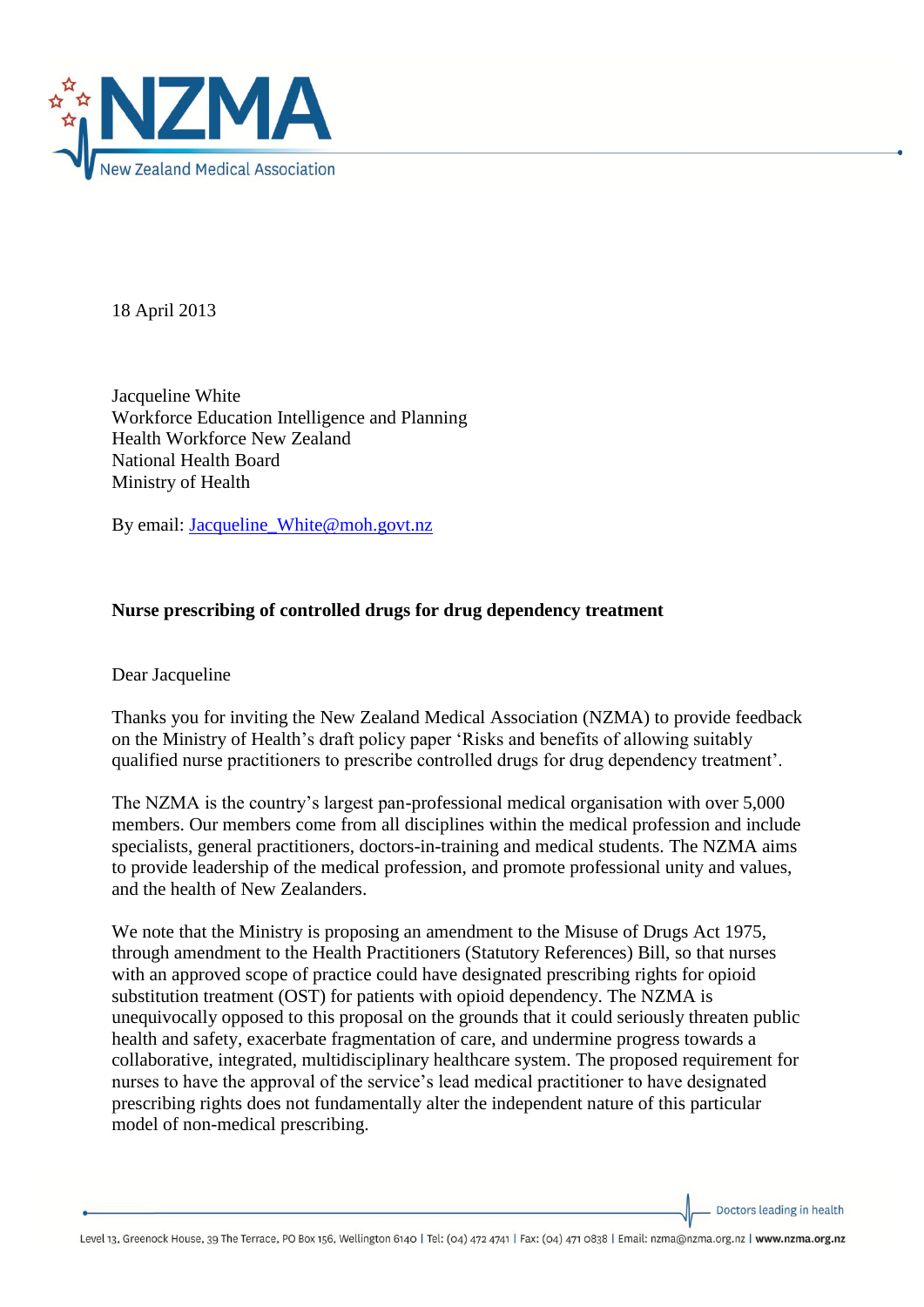18 April 2013

Jacqueline White
Workforce Education Intelligence and Planning
Health Workforce New Zealand
National Health Board
Ministry of Health

By email: [Jacqueline_White@moh.govt.nz](mailto:Jacqueline_White@moh.govt.nz)

**Nurse prescribing of controlled drugs for drug dependency treatment**

Dear Jacqueline

Thanks you for inviting the New Zealand Medical Association (NZMA) to provide feedback on the Ministry of Health's draft policy paper 'Risks and benefits of allowing suitably qualified nurse practitioners to prescribe controlled drugs for drug dependency treatment'.

The NZMA is the country's largest pan-professional medical organisation with over 5,000 members. Our members come from all disciplines within the medical profession and include specialists, general practitioners, doctors-in-training and medical students. The NZMA aims to provide leadership of the medical profession, and promote professional unity and values, and the health of New Zealanders.

We note that the Ministry is proposing an amendment to the Misuse of Drugs Act 1975, through amendment to the Health Practitioners (Statutory References) Bill, so that nurses with an approved scope of practice could have designated prescribing rights for opioid substitution treatment (OST) for patients with opioid dependency. The NZMA is unequivocally opposed to this proposal on the grounds that it could seriously threaten public health and safety, exacerbate fragmentation of care, and undermine progress towards a collaborative, integrated, multidisciplinary healthcare system. The proposed requirement for nurses to have the approval of the service's lead medical practitioner to have designated prescribing rights does not fundamentally alter the independent nature of this particular model of non-medical prescribing.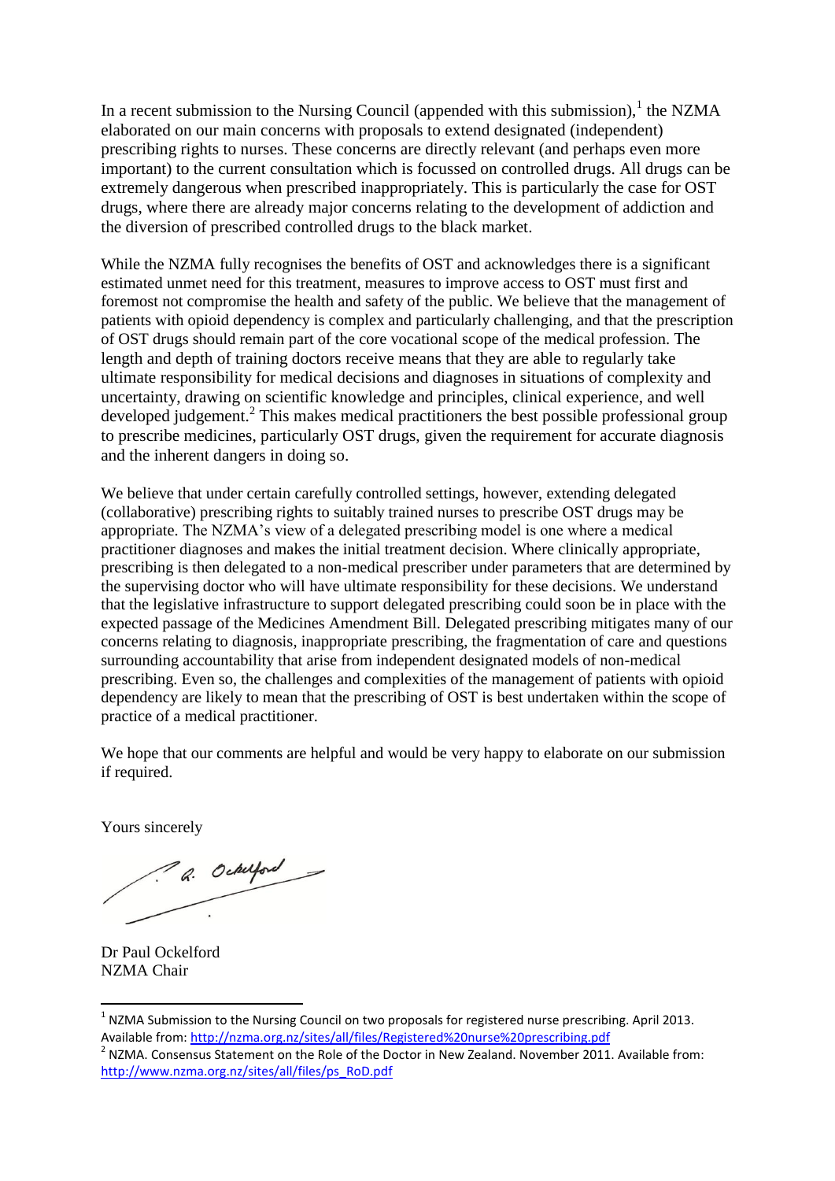In a recent submission to the Nursing Council (appended with this submission),[1] the NZMA elaborated on our main concerns with proposals to extend designated (independent) prescribing rights to nurses. These concerns are directly relevant (and perhaps even more important) to the current consultation which is focussed on controlled drugs. All drugs can be extremely dangerous when prescribed inappropriately. This is particularly the case for OST drugs, where there are already major concerns relating to the development of addiction and the diversion of prescribed controlled drugs to the black market.

While the NZMA fully recognises the benefits of OST and acknowledges there is a significant estimated unmet need for this treatment, measures to improve access to OST must first and foremost not compromise the health and safety of the public. We believe that the management of patients with opioid dependency is complex and particularly challenging, and that the prescription of OST drugs should remain part of the core vocational scope of the medical profession. The length and depth of training doctors receive means that they are able to regularly take ultimate responsibility for medical decisions and diagnoses in situations of complexity and uncertainty, drawing on scientific knowledge and principles, clinical experience, and well developed judgement.[2] This makes medical practitioners the best possible professional group to prescribe medicines, particularly OST drugs, given the requirement for accurate diagnosis and the inherent dangers in doing so.

We believe that under certain carefully controlled settings, however, extending delegated (collaborative) prescribing rights to suitably trained nurses to prescribe OST drugs may be appropriate. The NZMA's view of a delegated prescribing model is one where a medical practitioner diagnoses and makes the initial treatment decision. Where clinically appropriate, prescribing is then delegated to a non-medical prescriber under parameters that are determined by the supervising doctor who will have ultimate responsibility for these decisions. We understand that the legislative infrastructure to support delegated prescribing could soon be in place with the expected passage of the Medicines Amendment Bill. Delegated prescribing mitigates many of our concerns relating to diagnosis, inappropriate prescribing, the fragmentation of care and questions surrounding accountability that arise from independent designated models of non-medical prescribing. Even so, the challenges and complexities of the management of patients with opioid dependency are likely to mean that the prescribing of OST is best undertaken within the scope of practice of a medical practitioner.

We hope that our comments are helpful and would be very happy to elaborate on our submission if required.

Yours sincerely

Dr Paul Ockelford
NZMA Chair

---

[1] NZMA Submission to the Nursing Council on two proposals for registered nurse prescribing. April 2013. Available from: http://nzma.org.nz/sites/all/files/Registered%20nurse%20prescribing.pdf

[2] NZMA. Consensus Statement on the Role of the Doctor in New Zealand. November 2011. Available from: http://www.nzma.org.nz/sites/all/files/ps_RoD.pdf